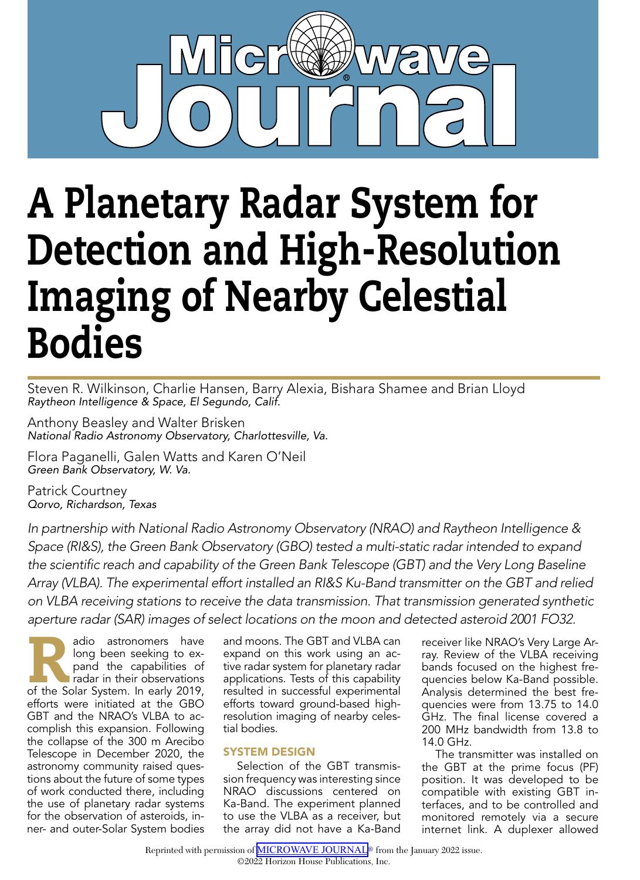# A Planetary Radar System for Detection and High-Resolution Imaging of Nearby Celestial Bodies

Steven R. Wilkinson, Charlie Hansen, Barry Alexia, Bishara Shamee and Brian Lloyd
*Raytheon Intelligence & Space, El Segundo, Calif.*

Anthony Beasley and Walter Brisken
*National Radio Astronomy Observatory, Charlottesville, Va.*

Flora Paganelli, Galen Watts and Karen O'Neil
*Green Bank Observatory, W. Va.*

Patrick Courtney
*Qorvo, Richardson, Texas*

*In partnership with National Radio Astronomy Observatory (NRAO) and Raytheon Intelligence & Space (RI&S), the Green Bank Observatory (GBO) tested a multi-static radar intended to expand the scientific reach and capability of the Green Bank Telescope (GBT) and the Very Long Baseline Array (VLBA). The experimental effort installed an RI&S Ku-Band transmitter on the GBT and relied on VLBA receiving stations to receive the data transmission. That transmission generated synthetic aperture radar (SAR) images of select locations on the moon and detected asteroid 2001 FO32.*

Radio astronomers have long been seeking to expand the capabilities of radar in their observations of the Solar System. In early 2019, efforts were initiated at the GBO GBT and the NRAO's VLBA to accomplish this expansion. Following the collapse of the 300 m Arecibo Telescope in December 2020, the astronomy community raised questions about the future of some types of work conducted there, including the use of planetary radar systems for the observation of asteroids, inner- and outer-Solar System bodies and moons. The GBT and VLBA can expand on this work using an active radar system for planetary radar applications. Tests of this capability resulted in successful experimental efforts toward ground-based high-resolution imaging of nearby celestial bodies.

## SYSTEM DESIGN

Selection of the GBT transmission frequency was interesting since NRAO discussions centered on Ka-Band. The experiment planned to use the VLBA as a receiver, but the array did not have a Ka-Band receiver like NRAO's Very Large Array. Review of the VLBA receiving bands focused on the highest frequencies below Ka-Band possible. Analysis determined the best frequencies were from 13.75 to 14.0 GHz. The final license covered a 200 MHz bandwidth from 13.8 to 14.0 GHz.

The transmitter was installed on the GBT at the prime focus (PF) position. It was developed to be compatible with existing GBT interfaces, and to be controlled and monitored remotely via a secure internet link. A duplexer allowed

Reprinted with permission of MICROWAVE JOURNAL® from the January 2022 issue.
©2022 Horizon House Publications, Inc.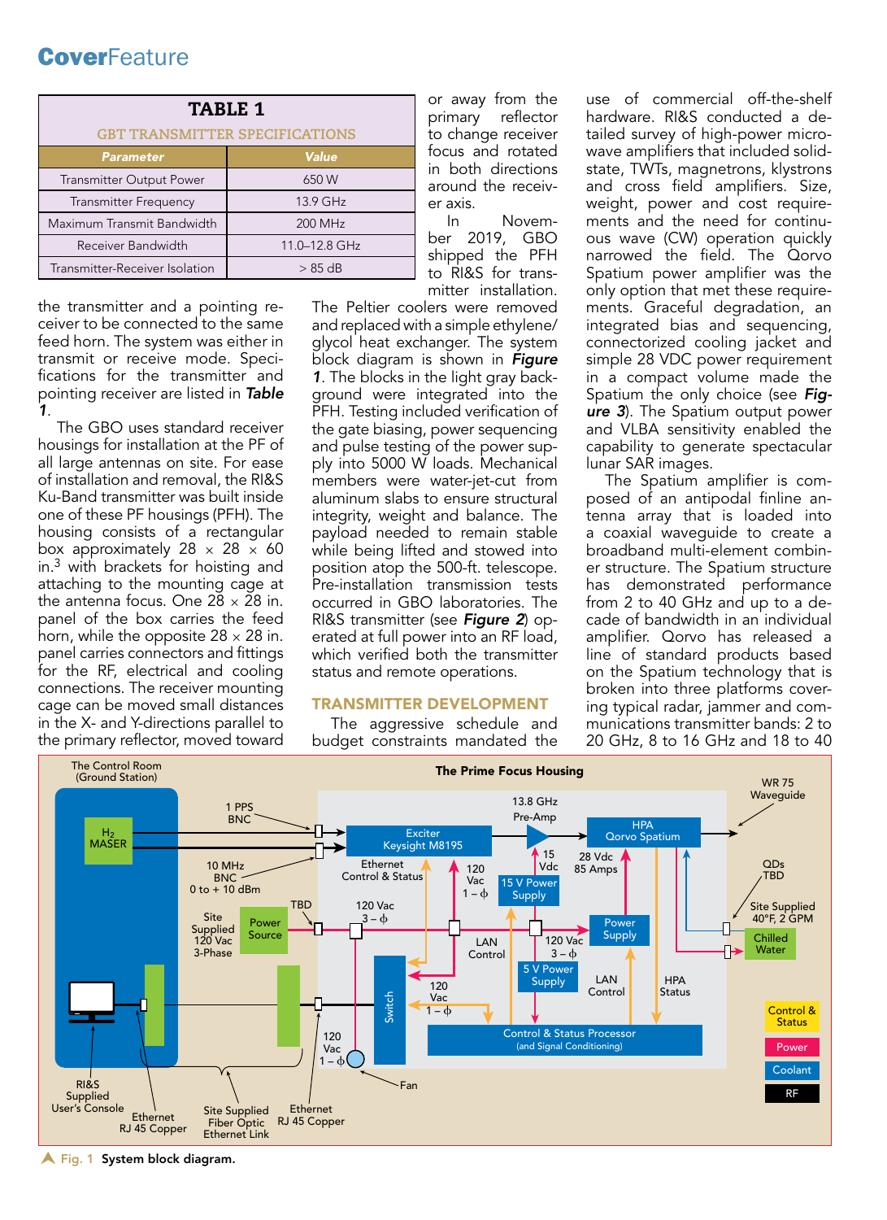**TABLE 1**

**GBT TRANSMITTER SPECIFICATIONS**

| Parameter | Value |
|---|---|
| Transmitter Output Power | 650 W |
| Transmitter Frequency | 13.9 GHz |
| Maximum Transmit Bandwidth | 200 MHz |
| Receiver Bandwidth | 11.0–12.8 GHz |
| Transmitter-Receiver Isolation | > 85 dB |

the transmitter and a pointing receiver to be connected to the same feed horn. The system was either in transmit or receive mode. Specifications for the transmitter and pointing receiver are listed in ***Table 1***.

The GBO uses standard receiver housings for installation at the PF of all large antennas on site. For ease of installation and removal, the RI&S Ku-Band transmitter was built inside one of these PF housings (PFH). The housing consists of a rectangular box approximately 28 × 28 × 60 in.[3] with brackets for hoisting and attaching to the mounting cage at the antenna focus. One 28 × 28 in. panel of the box carries the feed horn, while the opposite 28 × 28 in. panel carries connectors and fittings for the RF, electrical and cooling connections. The receiver mounting cage can be moved small distances in the X- and Y-directions parallel to the primary reflector, moved toward or away from the primary reflector to change receiver focus and rotated in both directions around the receiver axis.

In November 2019, GBO shipped the PFH to RI&S for transmitter installation. The Peltier coolers were removed and replaced with a simple ethylene/glycol heat exchanger. The system block diagram is shown in ***Figure 1***. The blocks in the light gray background were integrated into the PFH. Testing included verification of the gate biasing, power sequencing and pulse testing of the power supply into 5000 W loads. Mechanical members were water-jet-cut from aluminum slabs to ensure structural integrity, weight and balance. The payload needed to remain stable while being lifted and stowed into position atop the 500-ft. telescope. Pre-installation transmission tests occurred in GBO laboratories. The RI&S transmitter (see ***Figure 2***) operated at full power into an RF load, which verified both the transmitter status and remote operations.

## TRANSMITTER DEVELOPMENT

The aggressive schedule and budget constraints mandated the use of commercial off-the-shelf hardware. RI&S conducted a detailed survey of high-power microwave amplifiers that included solid-state, TWTs, magnetrons, klystrons and cross field amplifiers. Size, weight, power and cost requirements and the need for continuous wave (CW) operation quickly narrowed the field. The Qorvo Spatium power amplifier was the only option that met these requirements. Graceful degradation, an integrated bias and sequencing, connectorized cooling jacket and simple 28 VDC power requirement in a compact volume made the Spatium the only choice (see ***Figure 3***). The Spatium output power and VLBA sensitivity enabled the capability to generate spectacular lunar SAR images.

The Spatium amplifier is composed of an antipodal finline antenna array that is loaded into a coaxial waveguide to create a broadband multi-element combiner structure. The Spatium structure has demonstrated performance from 2 to 40 GHz and up to a decade of bandwidth in an individual amplifier. Qorvo has released a line of standard products based on the Spatium technology that is broken into three platforms covering typical radar, jammer and communications transmitter bands: 2 to 20 GHz, 8 to 16 GHz and 18 to 40

Fig. 1 System block diagram.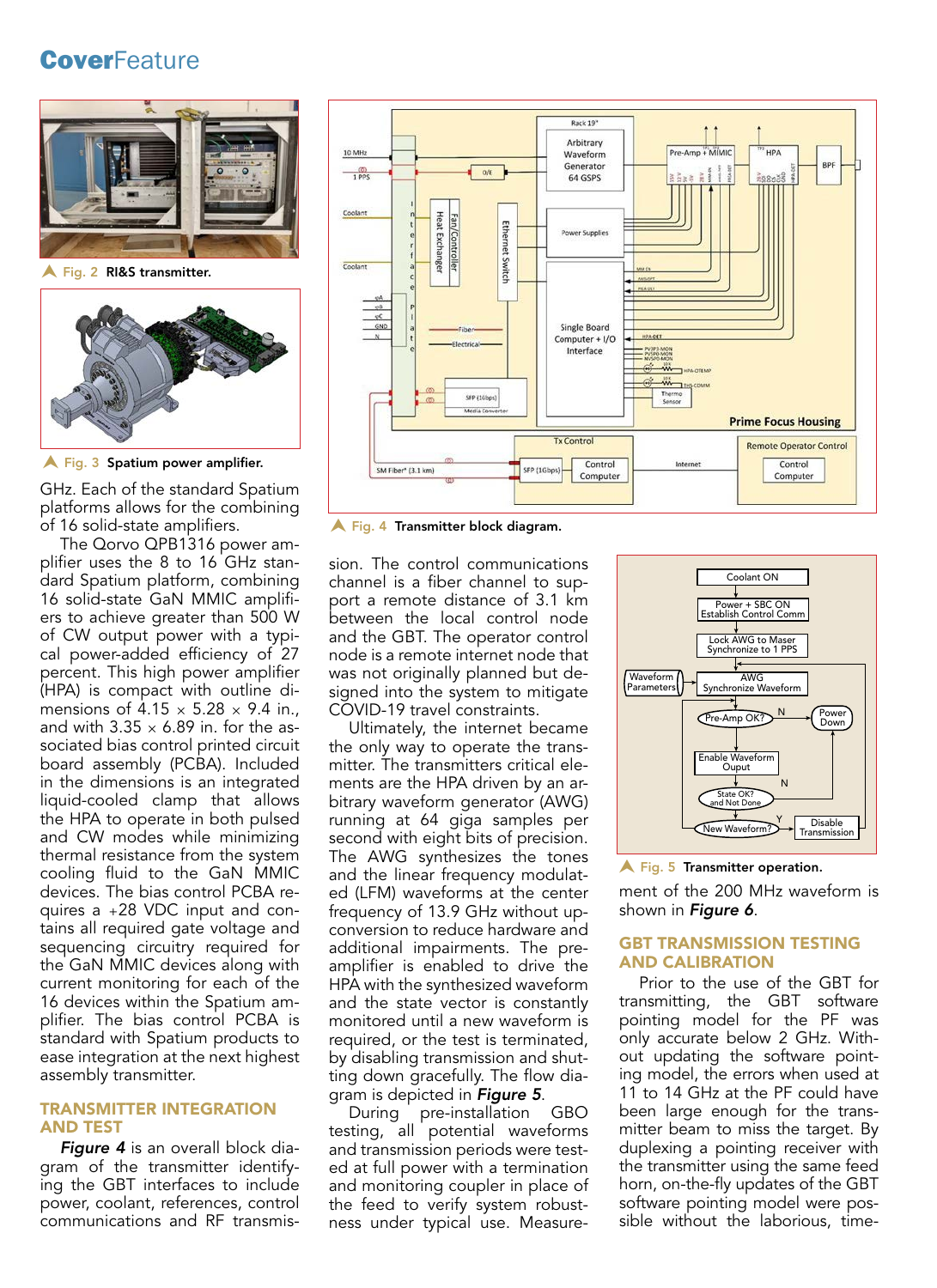Fig. 2 RI&S transmitter.

Fig. 3 Spatium power amplifier.

Fig. 4 Transmitter block diagram.

Fig. 5 Transmitter operation.

GHz. Each of the standard Spatium platforms allows for the combining of 16 solid-state amplifiers.

The Qorvo QPB1316 power amplifier uses the 8 to 16 GHz standard Spatium platform, combining 16 solid-state GaN MMIC amplifiers to achieve greater than 500 W of CW output power with a typical power-added efficiency of 27 percent. This high power amplifier (HPA) is compact with outline dimensions of 4.15 × 5.28 × 9.4 in., and with 3.35 × 6.89 in. for the associated bias control printed circuit board assembly (PCBA). Included in the dimensions is an integrated liquid-cooled clamp that allows the HPA to operate in both pulsed and CW modes while minimizing thermal resistance from the system cooling fluid to the GaN MMIC devices. The bias control PCBA requires a +28 VDC input and contains all required gate voltage and sequencing circuitry required for the GaN MMIC devices along with current monitoring for each of the 16 devices within the Spatium amplifier. The bias control PCBA is standard with Spatium products to ease integration at the next highest assembly transmitter.

## TRANSMITTER INTEGRATION AND TEST

***Figure 4*** is an overall block diagram of the transmitter identifying the GBT interfaces to include power, coolant, references, control communications and RF transmission. The control communications channel is a fiber channel to support a remote distance of 3.1 km between the local control node and the GBT. The operator control node is a remote internet node that was not originally planned but designed into the system to mitigate COVID-19 travel constraints.

Ultimately, the internet became the only way to operate the transmitter. The transmitters critical elements are the HPA driven by an arbitrary waveform generator (AWG) running at 64 giga samples per second with eight bits of precision. The AWG synthesizes the tones and the linear frequency modulated (LFM) waveforms at the center frequency of 13.9 GHz without upconversion to reduce hardware and additional impairments. The preamplifier is enabled to drive the HPA with the synthesized waveform and the state vector is constantly monitored until a new waveform is required, or the test is terminated, by disabling transmission and shutting down gracefully. The flow diagram is depicted in ***Figure 5***.

During pre-installation GBO testing, all potential waveforms and transmission periods were tested at full power with a termination and monitoring coupler in place of the feed to verify system robustness under typical use. Measurement of the 200 MHz waveform is shown in ***Figure 6***.

## GBT TRANSMISSION TESTING AND CALIBRATION

Prior to the use of the GBT for transmitting, the GBT software pointing model for the PF was only accurate below 2 GHz. Without updating the software pointing model, the errors when used at 11 to 14 GHz at the PF could have been large enough for the transmitter beam to miss the target. By duplexing a pointing receiver with the transmitter using the same feed horn, on-the-fly updates of the GBT software pointing model were possible without the laborious, time-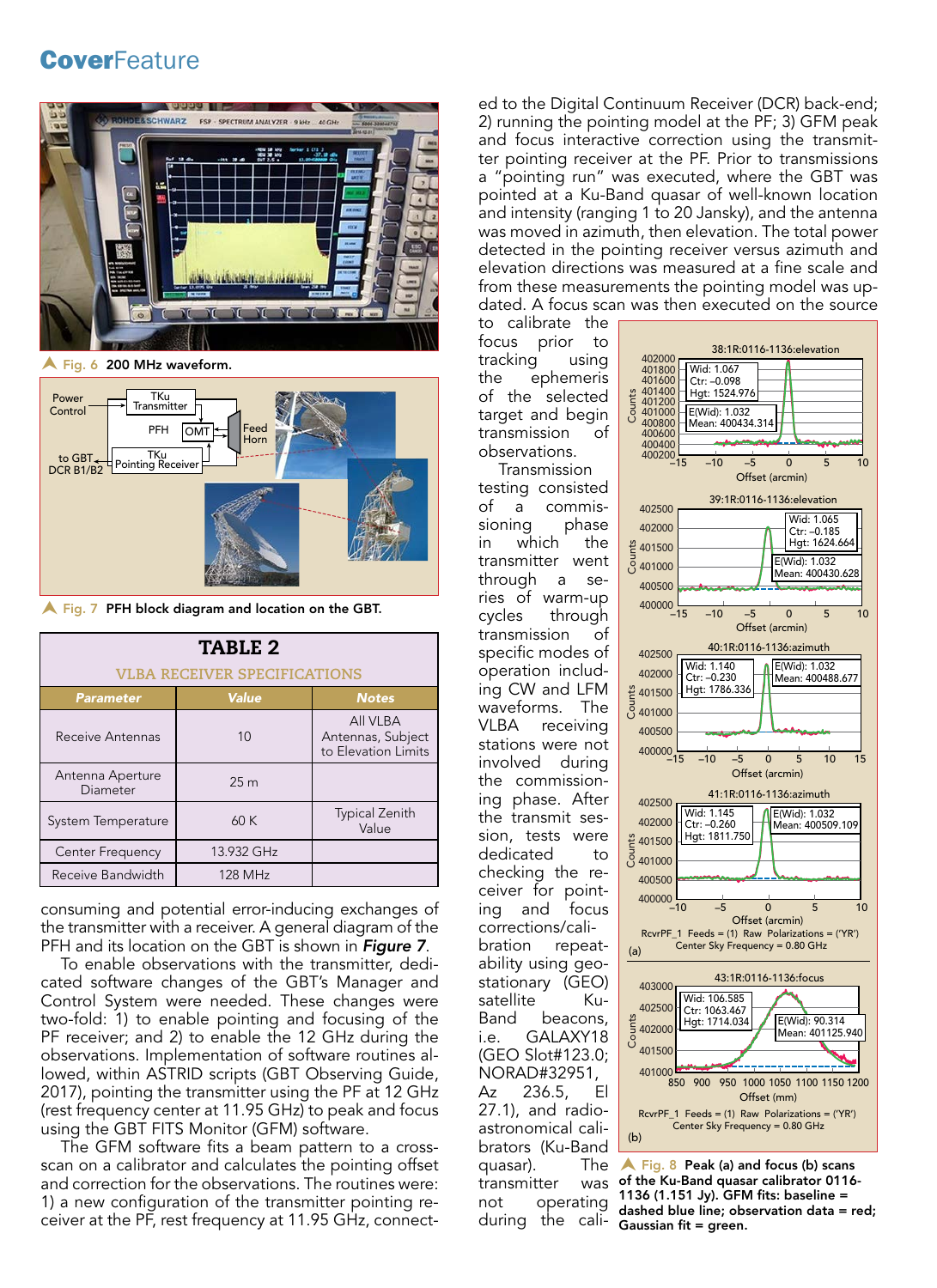▲ Fig. 6 200 MHz waveform.

▲ Fig. 7 PFH block diagram and location on the GBT.

**TABLE 2**

**VLBA RECEIVER SPECIFICATIONS**

| Parameter | Value | Notes |
|---|---|---|
| Receive Antennas | 10 | All VLBA Antennas, Subject to Elevation Limits |
| Antenna Aperture Diameter | 25 m | |
| System Temperature | 60 K | Typical Zenith Value |
| Center Frequency | 13.932 GHz | |
| Receive Bandwidth | 128 MHz | |

consuming and potential error-inducing exchanges of the transmitter with a receiver. A general diagram of the PFH and its location on the GBT is shown in ***Figure 7***.

To enable observations with the transmitter, dedicated software changes of the GBT's Manager and Control System were needed. These changes were two-fold: 1) to enable pointing and focusing of the PF receiver; and 2) to enable the 12 GHz during the observations. Implementation of software routines allowed, within ASTRID scripts (GBT Observing Guide, 2017), pointing the transmitter using the PF at 12 GHz (rest frequency center at 11.95 GHz) to peak and focus using the GBT FITS Monitor (GFM) software.

The GFM software fits a beam pattern to a cross-scan on a calibrator and calculates the pointing offset and correction for the observations. The routines were: 1) a new configuration of the transmitter pointing receiver at the PF, rest frequency at 11.95 GHz, connected to the Digital Continuum Receiver (DCR) back-end; 2) running the pointing model at the PF; 3) GFM peak and focus interactive correction using the transmitter pointing receiver at the PF. Prior to transmissions a "pointing run" was executed, where the GBT was pointed at a Ku-Band quasar of well-known location and intensity (ranging 1 to 20 Jansky), and the antenna was moved in azimuth, then elevation. The total power detected in the pointing receiver versus azimuth and elevation directions was measured at a fine scale and from these measurements the pointing model was updated. A focus scan was then executed on the source to calibrate the focus prior to tracking using the ephemeris of the selected target and begin transmission of observations.

Transmission testing consisted of a commissioning phase in which the transmitter went through a series of warm-up cycles through transmission of specific modes of operation including CW and LFM waveforms. The VLBA receiving stations were not involved during the commissioning phase. After the transmit session, tests were dedicated to checking the receiver for pointing and focus corrections/calibration repeatability using geostationary (GEO) satellite Ku-Band beacons, i.e. GALAXY18 (GEO Slot#123.0; NORAD#32951, Az 236.5, El 27.1), and radio-astronomical calibrators (Ku-Band quasar). The transmitter was not operating during the cali-

▲ Fig. 8 Peak (a) and focus (b) scans of the Ku-Band quasar calibrator 0116-1136 (1.151 Jy). GFM fits: baseline = dashed blue line; observation data = red; Gaussian fit = green.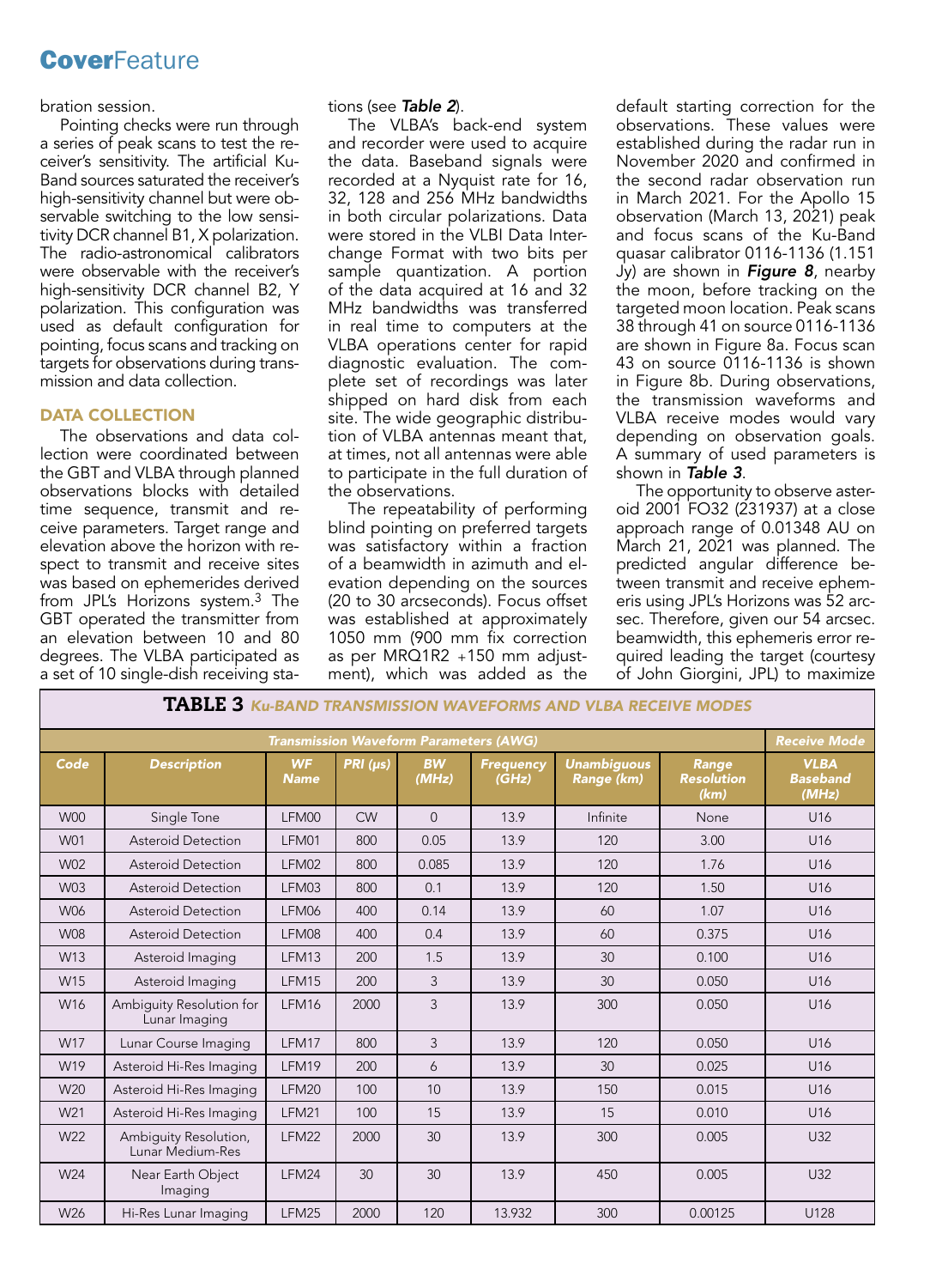bration session.

Pointing checks were run through a series of peak scans to test the receiver's sensitivity. The artificial Ku-Band sources saturated the receiver's high-sensitivity channel but were observable switching to the low sensitivity DCR channel B1, X polarization. The radio-astronomical calibrators were observable with the receiver's high-sensitivity DCR channel B2, Y polarization. This configuration was used as default configuration for pointing, focus scans and tracking on targets for observations during transmission and data collection.

## DATA COLLECTION

The observations and data collection were coordinated between the GBT and VLBA through planned observations blocks with detailed time sequence, transmit and receive parameters. Target range and elevation above the horizon with respect to transmit and receive sites was based on ephemerides derived from JPL's Horizons system.[3] The GBT operated the transmitter from an elevation between 10 and 80 degrees. The VLBA participated as a set of 10 single-dish receiving stations (see **Table 2**).

The VLBA's back-end system and recorder were used to acquire the data. Baseband signals were recorded at a Nyquist rate for 16, 32, 128 and 256 MHz bandwidths in both circular polarizations. Data were stored in the VLBI Data Interchange Format with two bits per sample quantization. A portion of the data acquired at 16 and 32 MHz bandwidths was transferred in real time to computers at the VLBA operations center for rapid diagnostic evaluation. The complete set of recordings was later shipped on hard disk from each site. The wide geographic distribution of VLBA antennas meant that, at times, not all antennas were able to participate in the full duration of the observations.

The repeatability of performing blind pointing on preferred targets was satisfactory within a fraction of a beamwidth in azimuth and elevation depending on the sources (20 to 30 arcseconds). Focus offset was established at approximately 1050 mm (900 mm fix correction as per MRQ1R2 +150 mm adjustment), which was added as the default starting correction for the observations. These values were established during the radar run in November 2020 and confirmed in the second radar observation run in March 2021. For the Apollo 15 observation (March 13, 2021) peak and focus scans of the Ku-Band quasar calibrator 0116-1136 (1.151 Jy) are shown in **Figure 8**, nearby the moon, before tracking on the targeted moon location. Peak scans 38 through 41 on source 0116-1136 are shown in Figure 8a. Focus scan 43 on source 0116-1136 is shown in Figure 8b. During observations, the transmission waveforms and VLBA receive modes would vary depending on observation goals. A summary of used parameters is shown in **Table 3**.

The opportunity to observe asteroid 2001 FO32 (231937) at a close approach range of 0.01348 AU on March 21, 2021 was planned. The predicted angular difference between transmit and receive ephemeris using JPL's Horizons was 52 arcsec. Therefore, given our 54 arcsec. beamwidth, this ephemeris error required leading the target (courtesy of John Giorgini, JPL) to maximize

**TABLE 3** *Ku-BAND TRANSMISSION WAVEFORMS AND VLBA RECEIVE MODES*

| Transmission Waveform Parameters (AWG) | | | | | | | | Receive Mode |
|---|---|---|---|---|---|---|---|---|
| Code | Description | WF Name | PRI (µs) | BW (MHz) | Frequency (GHz) | Unambiguous Range (km) | Range Resolution (km) | VLBA Baseband (MHz) |
| W00 | Single Tone | LFM00 | CW | 0 | 13.9 | Infinite | None | U16 |
| W01 | Asteroid Detection | LFM01 | 800 | 0.05 | 13.9 | 120 | 3.00 | U16 |
| W02 | Asteroid Detection | LFM02 | 800 | 0.085 | 13.9 | 120 | 1.76 | U16 |
| W03 | Asteroid Detection | LFM03 | 800 | 0.1 | 13.9 | 120 | 1.50 | U16 |
| W06 | Asteroid Detection | LFM06 | 400 | 0.14 | 13.9 | 60 | 1.07 | U16 |
| W08 | Asteroid Detection | LFM08 | 400 | 0.4 | 13.9 | 60 | 0.375 | U16 |
| W13 | Asteroid Imaging | LFM13 | 200 | 1.5 | 13.9 | 30 | 0.100 | U16 |
| W15 | Asteroid Imaging | LFM15 | 200 | 3 | 13.9 | 30 | 0.050 | U16 |
| W16 | Ambiguity Resolution for Lunar Imaging | LFM16 | 2000 | 3 | 13.9 | 300 | 0.050 | U16 |
| W17 | Lunar Course Imaging | LFM17 | 800 | 3 | 13.9 | 120 | 0.050 | U16 |
| W19 | Asteroid Hi-Res Imaging | LFM19 | 200 | 6 | 13.9 | 30 | 0.025 | U16 |
| W20 | Asteroid Hi-Res Imaging | LFM20 | 100 | 10 | 13.9 | 150 | 0.015 | U16 |
| W21 | Asteroid Hi-Res Imaging | LFM21 | 100 | 15 | 13.9 | 15 | 0.010 | U16 |
| W22 | Ambiguity Resolution, Lunar Medium-Res | LFM22 | 2000 | 30 | 13.9 | 300 | 0.005 | U32 |
| W24 | Near Earth Object Imaging | LFM24 | 30 | 30 | 13.9 | 450 | 0.005 | U32 |
| W26 | Hi-Res Lunar Imaging | LFM25 | 2000 | 120 | 13.932 | 300 | 0.00125 | U128 |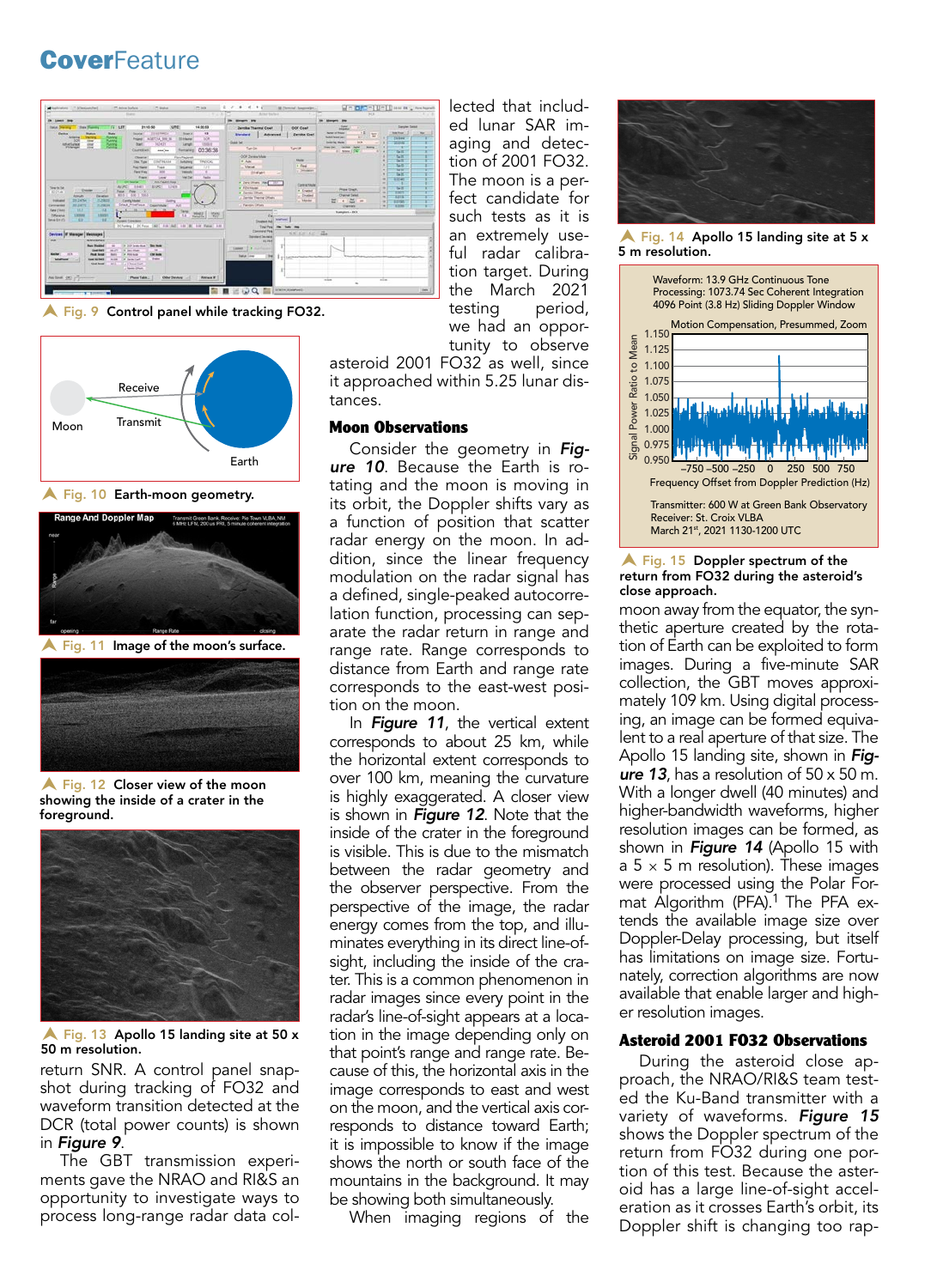Fig. 9 Control panel while tracking FO32.

Fig. 10 Earth-moon geometry.

Fig. 11 Image of the moon's surface.

Fig. 12 Closer view of the moon showing the inside of a crater in the foreground.

Fig. 13 Apollo 15 landing site at 50 x 50 m resolution.

return SNR. A control panel snapshot during tracking of FO32 and waveform transition detected at the DCR (total power counts) is shown in ***Figure 9***.

The GBT transmission experiments gave the NRAO and RI&S an opportunity to investigate ways to process long-range radar data collected that included lunar SAR imaging and detection of 2001 FO32. The moon is a perfect candidate for such tests as it is an extremely useful radar calibration target. During the March 2021 testing period, we had an opportunity to observe asteroid 2001 FO32 as well, since it approached within 5.25 lunar distances.

## Moon Observations

Consider the geometry in ***Figure 10***. Because the Earth is rotating and the moon is moving in its orbit, the Doppler shifts vary as a function of position that scatter radar energy on the moon. In addition, since the linear frequency modulation on the radar signal has a defined, single-peaked autocorrelation function, processing can separate the radar return in range and range rate. Range corresponds to distance from Earth and range rate corresponds to the east-west position on the moon.

In ***Figure 11***, the vertical extent corresponds to about 25 km, while the horizontal extent corresponds to over 100 km, meaning the curvature is highly exaggerated. A closer view is shown in ***Figure 12***. Note that the inside of the crater in the foreground is visible. This is due to the mismatch between the radar geometry and the observer perspective. From the perspective of the image, the radar energy comes from the top, and illuminates everything in its direct line-of-sight, including the inside of the crater. This is a common phenomenon in radar images since every point in the radar's line-of-sight appears at a location in the image depending only on that point's range and range rate. Because of this, the horizontal axis in the image corresponds to east and west on the moon, and the vertical axis corresponds to distance toward Earth; it is impossible to know if the image shows the north or south face of the mountains in the background. It may be showing both simultaneously.

When imaging regions of the moon away from the equator, the synthetic aperture created by the rotation of Earth can be exploited to form images. During a five-minute SAR collection, the GBT moves approximately 109 km. Using digital processing, an image can be formed equivalent to a real aperture of that size. The Apollo 15 landing site, shown in ***Figure 13***, has a resolution of 50 x 50 m. With a longer dwell (40 minutes) and higher-bandwidth waveforms, higher resolution images can be formed, as shown in ***Figure 14*** (Apollo 15 with a 5 × 5 m resolution). These images were processed using the Polar Format Algorithm (PFA).[1] The PFA extends the available image size over Doppler-Delay processing, but itself has limitations on image size. Fortunately, correction algorithms are now available that enable larger and higher resolution images.

Fig. 14 Apollo 15 landing site at 5 x 5 m resolution.

Fig. 15 Doppler spectrum of the return from FO32 during the asteroid's close approach.

## Asteroid 2001 FO32 Observations

During the asteroid close approach, the NRAO/RI&S team tested the Ku-Band transmitter with a variety of waveforms. ***Figure 15*** shows the Doppler spectrum of the return from FO32 during one portion of this test. Because the asteroid has a large line-of-sight acceleration as it crosses Earth's orbit, its Doppler shift is changing too rap-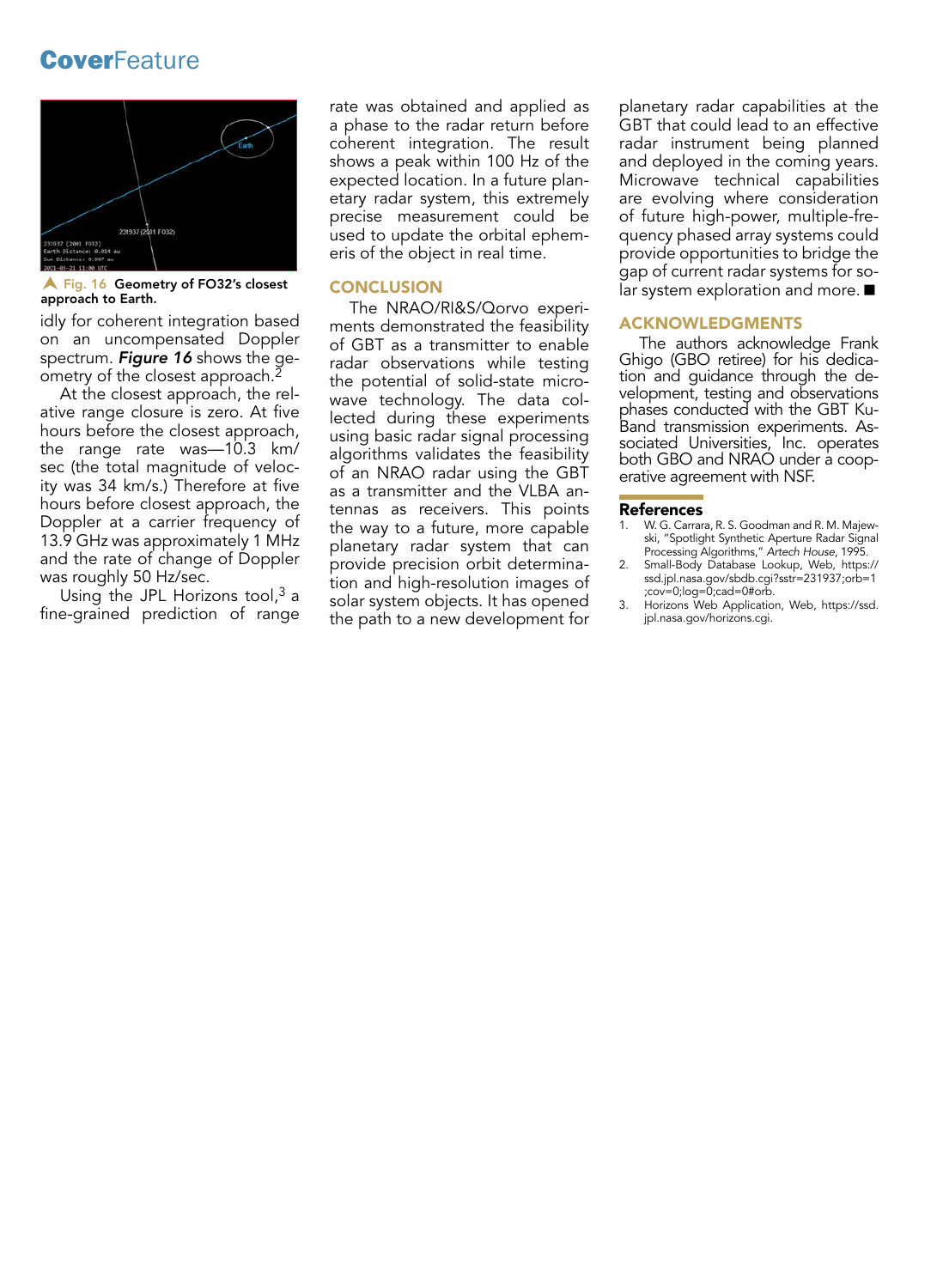Fig. 16 Geometry of FO32's closest approach to Earth.

idly for coherent integration based on an uncompensated Doppler spectrum. ***Figure 16*** shows the geometry of the closest approach.[2]

At the closest approach, the relative range closure is zero. At five hours before the closest approach, the range rate was—10.3 km/sec (the total magnitude of velocity was 34 km/s.) Therefore at five hours before closest approach, the Doppler at a carrier frequency of 13.9 GHz was approximately 1 MHz and the rate of change of Doppler was roughly 50 Hz/sec.

Using the JPL Horizons tool,[3] a fine-grained prediction of range rate was obtained and applied as a phase to the radar return before coherent integration. The result shows a peak within 100 Hz of the expected location. In a future planetary radar system, this extremely precise measurement could be used to update the orbital ephemeris of the object in real time.

## CONCLUSION

The NRAO/RI&S/Qorvo experiments demonstrated the feasibility of GBT as a transmitter to enable radar observations while testing the potential of solid-state microwave technology. The data collected during these experiments using basic radar signal processing algorithms validates the feasibility of an NRAO radar using the GBT as a transmitter and the VLBA antennas as receivers. This points the way to a future, more capable planetary radar system that can provide precision orbit determination and high-resolution images of solar system objects. It has opened the path to a new development for planetary radar capabilities at the GBT that could lead to an effective radar instrument being planned and deployed in the coming years. Microwave technical capabilities are evolving where consideration of future high-power, multiple-frequency phased array systems could provide opportunities to bridge the gap of current radar systems for solar system exploration and more. ■

## ACKNOWLEDGMENTS

The authors acknowledge Frank Ghigo (GBO retiree) for his dedication and guidance through the development, testing and observations phases conducted with the GBT Ku-Band transmission experiments. Associated Universities, Inc. operates both GBO and NRAO under a cooperative agreement with NSF.

## References

1. W. G. Carrara, R. S. Goodman and R. M. Majewski, "Spotlight Synthetic Aperture Radar Signal Processing Algorithms," *Artech House*, 1995.
2. Small-Body Database Lookup, Web, https://ssd.jpl.nasa.gov/sbdb.cgi?sstr=231937;orb=1;cov=0;log=0;cad=0#orb.
3. Horizons Web Application, Web, https://ssd.jpl.nasa.gov/horizons.cgi.